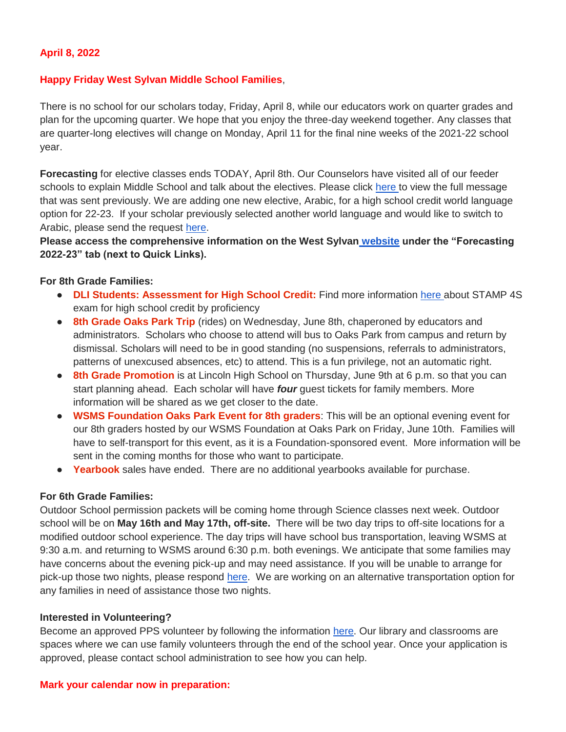**April 8, 2022**

**Happy Friday West Sylvan Middle School Families**,

There is no school for our scholars today, Friday, April 8, while our educators work on quarter grades and plan for the upcoming quarter. We hope that you enjoy the three-day weekend together. Any classes that are quarter-long electives will change on Monday, April 11 for the final nine weeks of the 2021-22 school year.

**Forecasting** for elective classes ends TODAY, April 8th. Our Counselors have visited all of our feeder schools to explain Middle School and talk about the electives. Please click here to view the full message that was sent previously. We are adding one new elective, Arabic, for a high school credit world language option for 22-23. If your scholar previously selected another world language and would like to switch to Arabic, please send the request here.

**Please access the comprehensive information on the West Sylvan website under the "Forecasting 2022-23" tab (next to Quick Links).**

**For 8th Grade Families:**

- **DLI Students: Assessment for High School Credit:** Find more information here about STAMP 4S exam for high school credit by proficiency
- **8th Grade Oaks Park Trip** (rides) on Wednesday, June 8th, chaperoned by educators and administrators. Scholars who choose to attend will bus to Oaks Park from campus and return by dismissal. Scholars will need to be in good standing (no suspensions, referrals to administrators, patterns of unexcused absences, etc) to attend. This is a fun privilege, not an automatic right.
- **8th Grade Promotion** is at Lincoln High School on Thursday, June 9th at 6 p.m. so that you can start planning ahead. Each scholar will have ***four*** guest tickets for family members. More information will be shared as we get closer to the date.
- **WSMS Foundation Oaks Park Event for 8th graders**: This will be an optional evening event for our 8th graders hosted by our WSMS Foundation at Oaks Park on Friday, June 10th. Families will have to self-transport for this event, as it is a Foundation-sponsored event. More information will be sent in the coming months for those who want to participate.
- **Yearbook** sales have ended. There are no additional yearbooks available for purchase.

**For 6th Grade Families:**

Outdoor School permission packets will be coming home through Science classes next week. Outdoor school will be on **May 16th and May 17th, off-site.** There will be two day trips to off-site locations for a modified outdoor school experience. The day trips will have school bus transportation, leaving WSMS at 9:30 a.m. and returning to WSMS around 6:30 p.m. both evenings. We anticipate that some families may have concerns about the evening pick-up and may need assistance. If you will be unable to arrange for pick-up those two nights, please respond here. We are working on an alternative transportation option for any families in need of assistance those two nights.

**Interested in Volunteering?**

Become an approved PPS volunteer by following the information here. Our library and classrooms are spaces where we can use family volunteers through the end of the school year. Once your application is approved, please contact school administration to see how you can help.

**Mark your calendar now in preparation:**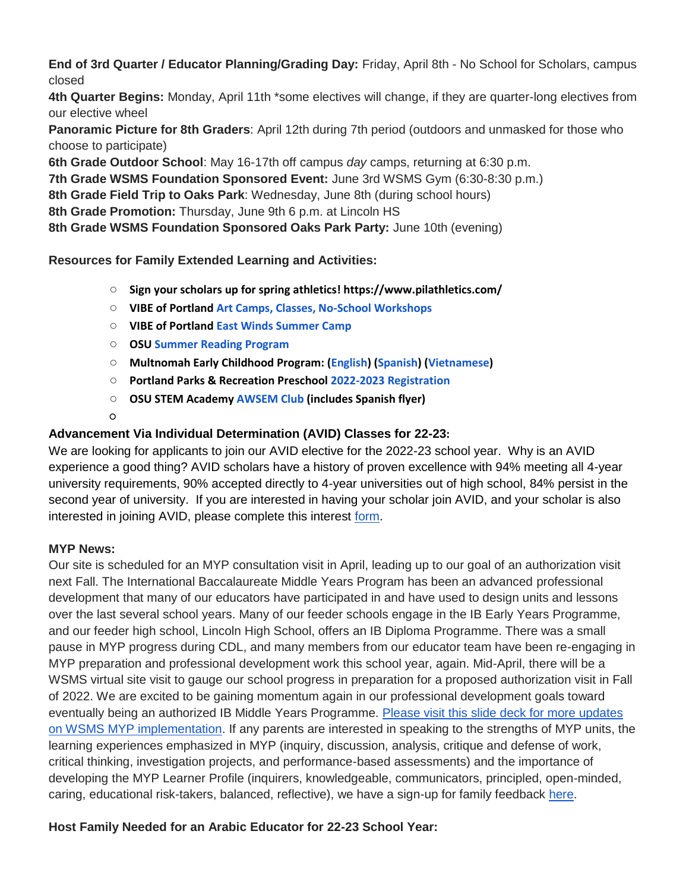**End of 3rd Quarter / Educator Planning/Grading Day:** Friday, April 8th - No School for Scholars, campus closed

**4th Quarter Begins:** Monday, April 11th *some electives will change, if they are quarter-long electives from our elective wheel

**Panoramic Picture for 8th Graders**: April 12th during 7th period (outdoors and unmasked for those who choose to participate)

**6th Grade Outdoor School**: May 16-17th off campus *day* camps, returning at 6:30 p.m.

**7th Grade WSMS Foundation Sponsored Event:** June 3rd WSMS Gym (6:30-8:30 p.m.)

**8th Grade Field Trip to Oaks Park**: Wednesday, June 8th (during school hours)

**8th Grade Promotion:** Thursday, June 9th 6 p.m. at Lincoln HS

**8th Grade WSMS Foundation Sponsored Oaks Park Party:** June 10th (evening)

**Resources for Family Extended Learning and Activities:**

- **Sign your scholars up for spring athletics! https://www.pilathletics.com/**
- **VIBE of Portland Art Camps, Classes, No-School Workshops**
- **VIBE of Portland East Winds Summer Camp**
- **OSU Summer Reading Program**
- **Multnomah Early Childhood Program: (English) (Spanish) (Vietnamese)**
- **Portland Parks & Recreation Preschool 2022-2023 Registration**
- **OSU STEM Academy AWSEM Club (includes Spanish flyer)**
- 

**Advancement Via Individual Determination (AVID) Classes for 22-23:**

We are looking for applicants to join our AVID elective for the 2022-23 school year. Why is an AVID experience a good thing? AVID scholars have a history of proven excellence with 94% meeting all 4-year university requirements, 90% accepted directly to 4-year universities out of high school, 84% persist in the second year of university. If you are interested in having your scholar join AVID, and your scholar is also interested in joining AVID, please complete this interest form.

**MYP News:**

Our site is scheduled for an MYP consultation visit in April, leading up to our goal of an authorization visit next Fall. The International Baccalaureate Middle Years Program has been an advanced professional development that many of our educators have participated in and have used to design units and lessons over the last several school years. Many of our feeder schools engage in the IB Early Years Programme, and our feeder high school, Lincoln High School, offers an IB Diploma Programme. There was a small pause in MYP progress during CDL, and many members from our educator team have been re-engaging in MYP preparation and professional development work this school year, again. Mid-April, there will be a WSMS virtual site visit to gauge our school progress in preparation for a proposed authorization visit in Fall of 2022. We are excited to be gaining momentum again in our professional development goals toward eventually being an authorized IB Middle Years Programme. Please visit this slide deck for more updates on WSMS MYP implementation. If any parents are interested in speaking to the strengths of MYP units, the learning experiences emphasized in MYP (inquiry, discussion, analysis, critique and defense of work, critical thinking, investigation projects, and performance-based assessments) and the importance of developing the MYP Learner Profile (inquirers, knowledgeable, communicators, principled, open-minded, caring, educational risk-takers, balanced, reflective), we have a sign-up for family feedback here.

**Host Family Needed for an Arabic Educator for 22-23 School Year:**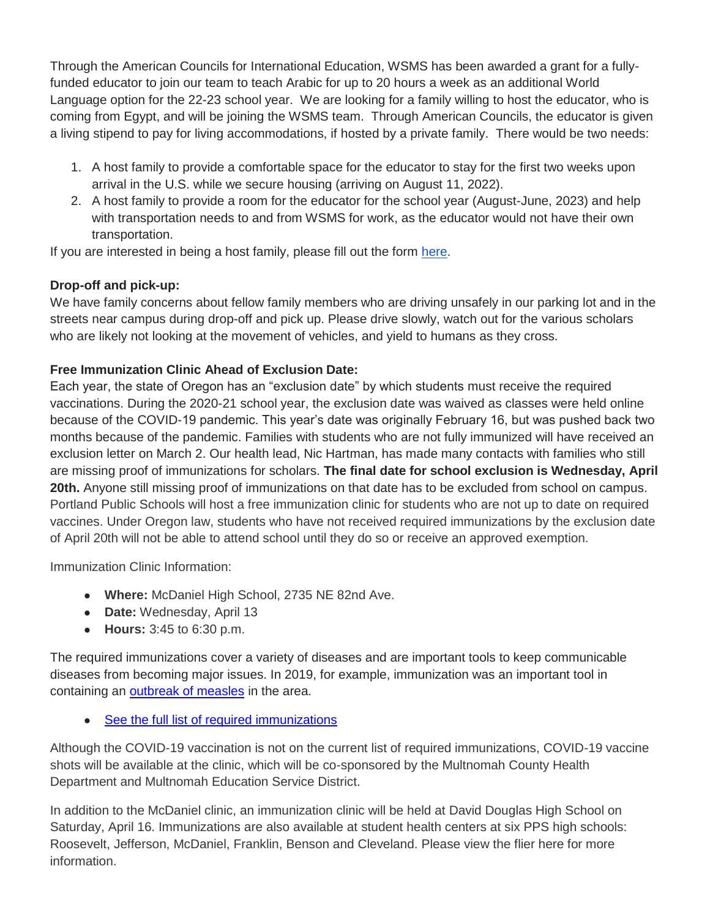Through the American Councils for International Education, WSMS has been awarded a grant for a fully-funded educator to join our team to teach Arabic for up to 20 hours a week as an additional World Language option for the 22-23 school year. We are looking for a family willing to host the educator, who is coming from Egypt, and will be joining the WSMS team. Through American Councils, the educator is given a living stipend to pay for living accommodations, if hosted by a private family. There would be two needs:

1. A host family to provide a comfortable space for the educator to stay for the first two weeks upon arrival in the U.S. while we secure housing (arriving on August 11, 2022).
2. A host family to provide a room for the educator for the school year (August-June, 2023) and help with transportation needs to and from WSMS for work, as the educator would not have their own transportation.

If you are interested in being a host family, please fill out the form here.

**Drop-off and pick-up:**
We have family concerns about fellow family members who are driving unsafely in our parking lot and in the streets near campus during drop-off and pick up. Please drive slowly, watch out for the various scholars who are likely not looking at the movement of vehicles, and yield to humans as they cross.

**Free Immunization Clinic Ahead of Exclusion Date:**
Each year, the state of Oregon has an "exclusion date" by which students must receive the required vaccinations. During the 2020-21 school year, the exclusion date was waived as classes were held online because of the COVID-19 pandemic. This year's date was originally February 16, but was pushed back two months because of the pandemic. Families with students who are not fully immunized will have received an exclusion letter on March 2. Our health lead, Nic Hartman, has made many contacts with families who still are missing proof of immunizations for scholars. **The final date for school exclusion is Wednesday, April 20th.** Anyone still missing proof of immunizations on that date has to be excluded from school on campus. Portland Public Schools will host a free immunization clinic for students who are not up to date on required vaccines. Under Oregon law, students who have not received required immunizations by the exclusion date of April 20th will not be able to attend school until they do so or receive an approved exemption.

Immunization Clinic Information:

- **Where:** McDaniel High School, 2735 NE 82nd Ave.
- **Date:** Wednesday, April 13
- **Hours:** 3:45 to 6:30 p.m.

The required immunizations cover a variety of diseases and are important tools to keep communicable diseases from becoming major issues. In 2019, for example, immunization was an important tool in containing an outbreak of measles in the area.

- See the full list of required immunizations

Although the COVID-19 vaccination is not on the current list of required immunizations, COVID-19 vaccine shots will be available at the clinic, which will be co-sponsored by the Multnomah County Health Department and Multnomah Education Service District.

In addition to the McDaniel clinic, an immunization clinic will be held at David Douglas High School on Saturday, April 16. Immunizations are also available at student health centers at six PPS high schools: Roosevelt, Jefferson, McDaniel, Franklin, Benson and Cleveland. Please view the flier here for more information.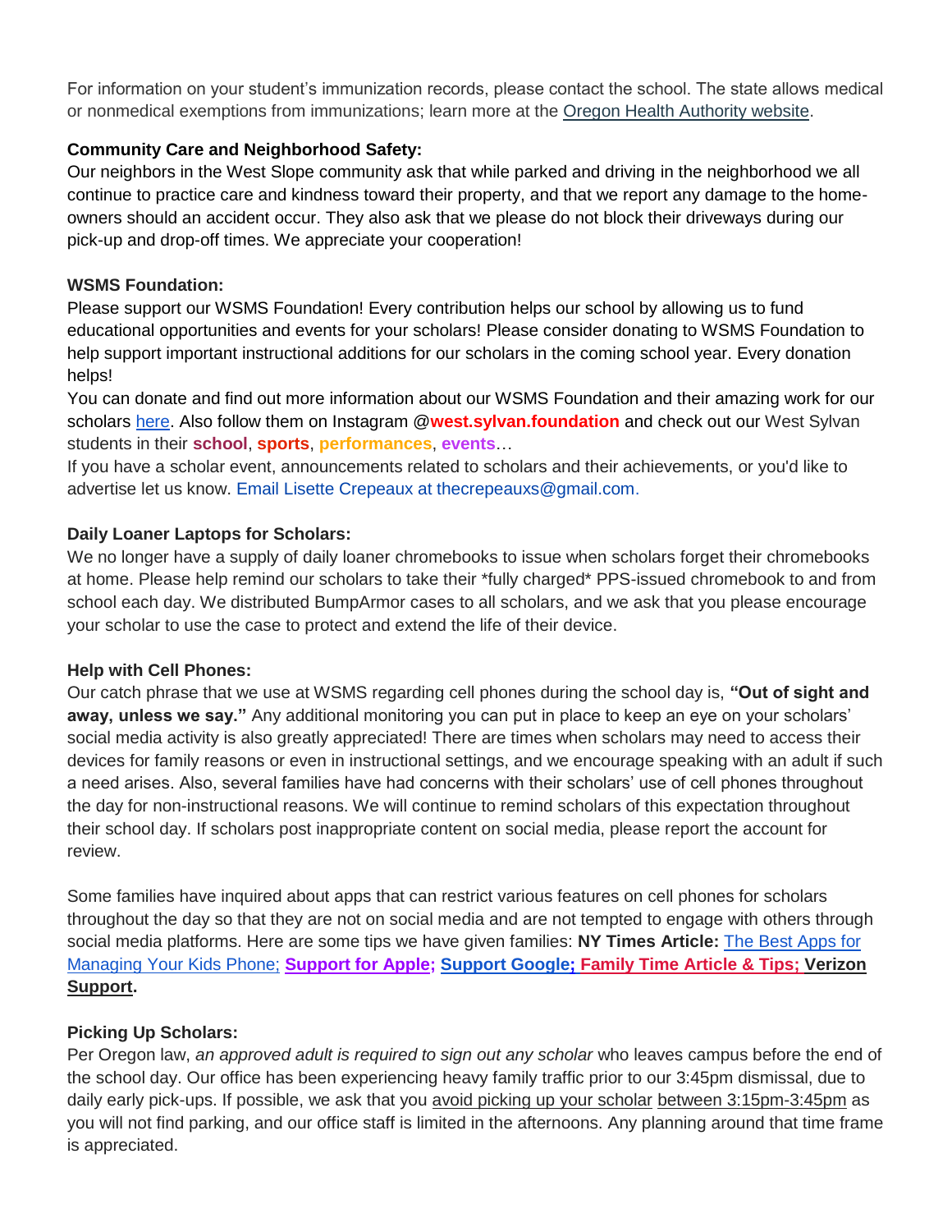For information on your student's immunization records, please contact the school. The state allows medical or nonmedical exemptions from immunizations; learn more at the Oregon Health Authority website.

**Community Care and Neighborhood Safety:**
Our neighbors in the West Slope community ask that while parked and driving in the neighborhood we all continue to practice care and kindness toward their property, and that we report any damage to the home-owners should an accident occur. They also ask that we please do not block their driveways during our pick-up and drop-off times. We appreciate your cooperation!

**WSMS Foundation:**
Please support our WSMS Foundation! Every contribution helps our school by allowing us to fund educational opportunities and events for your scholars! Please consider donating to WSMS Foundation to help support important instructional additions for our scholars in the coming school year. Every donation helps!
You can donate and find out more information about our WSMS Foundation and their amazing work for our scholars here. Also follow them on Instagram @**west.sylvan.foundation** and check out our West Sylvan students in their **school**, **sports**, **performances**, **events**…
If you have a scholar event, announcements related to scholars and their achievements, or you'd like to advertise let us know. Email Lisette Crepeaux at thecrepeauxs@gmail.com.

**Daily Loaner Laptops for Scholars:**
We no longer have a supply of daily loaner chromebooks to issue when scholars forget their chromebooks at home. Please help remind our scholars to take their *fully charged* PPS-issued chromebook to and from school each day. We distributed BumpArmor cases to all scholars, and we ask that you please encourage your scholar to use the case to protect and extend the life of their device.

**Help with Cell Phones:**
Our catch phrase that we use at WSMS regarding cell phones during the school day is, **"Out of sight and away, unless we say."** Any additional monitoring you can put in place to keep an eye on your scholars' social media activity is also greatly appreciated! There are times when scholars may need to access their devices for family reasons or even in instructional settings, and we encourage speaking with an adult if such a need arises. Also, several families have had concerns with their scholars' use of cell phones throughout the day for non-instructional reasons. We will continue to remind scholars of this expectation throughout their school day. If scholars post inappropriate content on social media, please report the account for review.

Some families have inquired about apps that can restrict various features on cell phones for scholars throughout the day so that they are not on social media and are not tempted to engage with others through social media platforms. Here are some tips we have given families: **NY Times Article:** The Best Apps for Managing Your Kids Phone; **Support for Apple; Support Google; Family Time Article & Tips; Verizon Support.**

**Picking Up Scholars:**
Per Oregon law, *an approved adult is required to sign out any scholar* who leaves campus before the end of the school day. Our office has been experiencing heavy family traffic prior to our 3:45pm dismissal, due to daily early pick-ups. If possible, we ask that you avoid picking up your scholar between 3:15pm-3:45pm as you will not find parking, and our office staff is limited in the afternoons. Any planning around that time frame is appreciated.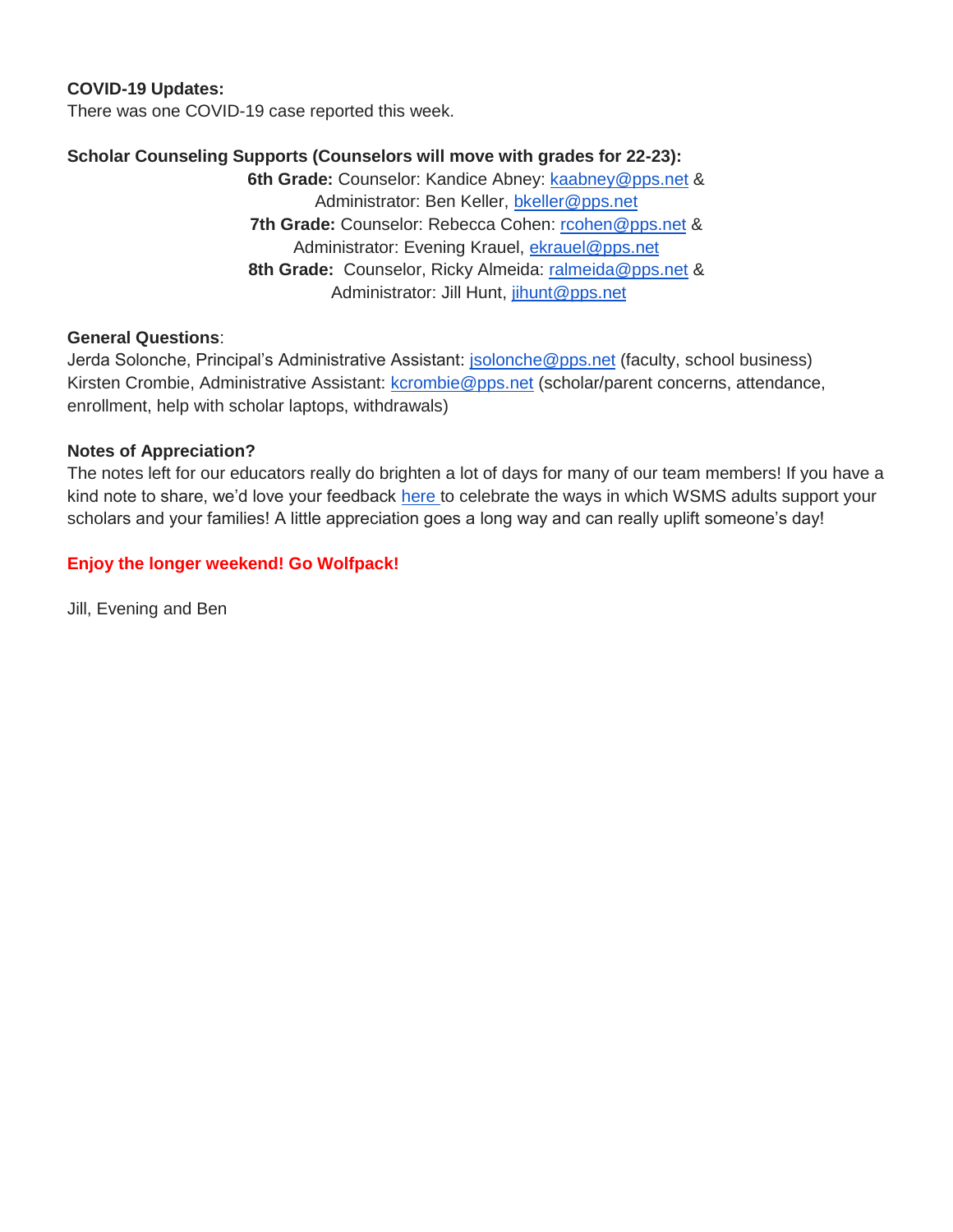**COVID-19 Updates:**
There was one COVID-19 case reported this week.

**Scholar Counseling Supports (Counselors will move with grades for 22-23):**

**6th Grade:** Counselor: Kandice Abney: kaabney@pps.net &
Administrator: Ben Keller, bkeller@pps.net

**7th Grade:** Counselor: Rebecca Cohen: rcohen@pps.net &
Administrator: Evening Krauel, ekrauel@pps.net

**8th Grade:** Counselor, Ricky Almeida: ralmeida@pps.net &
Administrator: Jill Hunt, jihunt@pps.net

**General Questions**:
Jerda Solonche, Principal's Administrative Assistant: jsolonche@pps.net (faculty, school business)
Kirsten Crombie, Administrative Assistant: kcrombie@pps.net (scholar/parent concerns, attendance, enrollment, help with scholar laptops, withdrawals)

**Notes of Appreciation?**
The notes left for our educators really do brighten a lot of days for many of our team members! If you have a kind note to share, we'd love your feedback here to celebrate the ways in which WSMS adults support your scholars and your families! A little appreciation goes a long way and can really uplift someone's day!

**Enjoy the longer weekend! Go Wolfpack!**

Jill, Evening and Ben